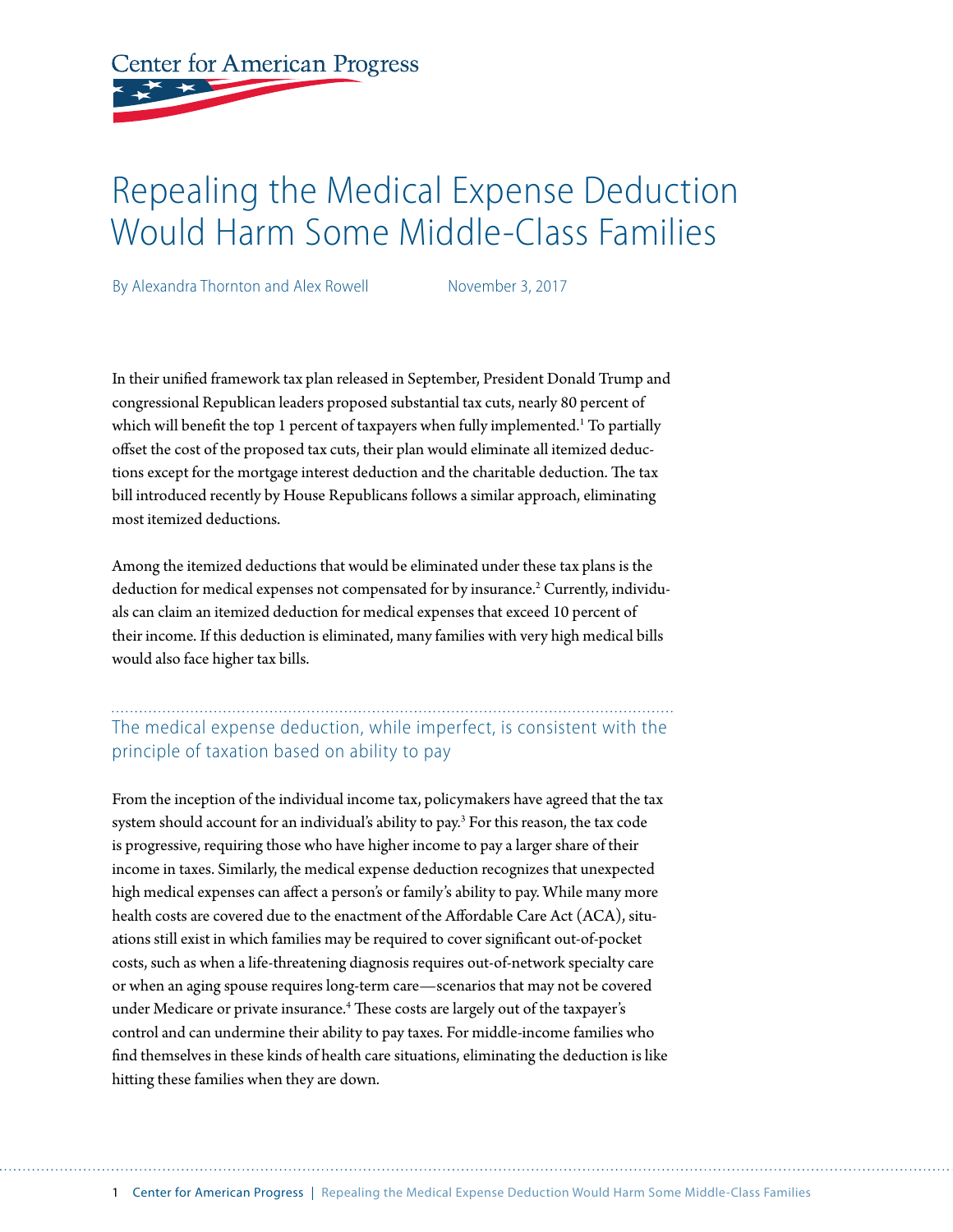Center for American Progress

# Repealing the Medical Expense Deduction Would Harm Some Middle-Class Families

By Alexandra Thornton and Alex Rowell November 3, 2017

In their unified framework tax plan released in September, President Donald Trump and congressional Republican leaders proposed substantial tax cuts, nearly 80 percent of which will benefit the top 1 percent of taxpayers when fully implemented.[1] To partially offset the cost of the proposed tax cuts, their plan would eliminate all itemized deductions except for the mortgage interest deduction and the charitable deduction. The tax bill introduced recently by House Republicans follows a similar approach, eliminating most itemized deductions.

Among the itemized deductions that would be eliminated under these tax plans is the deduction for medical expenses not compensated for by insurance.[2] Currently, individuals can claim an itemized deduction for medical expenses that exceed 10 percent of their income. If this deduction is eliminated, many families with very high medical bills would also face higher tax bills.

## The medical expense deduction, while imperfect, is consistent with the principle of taxation based on ability to pay

From the inception of the individual income tax, policymakers have agreed that the tax system should account for an individual's ability to pay.[3] For this reason, the tax code is progressive, requiring those who have higher income to pay a larger share of their income in taxes. Similarly, the medical expense deduction recognizes that unexpected high medical expenses can affect a person's or family's ability to pay. While many more health costs are covered due to the enactment of the Affordable Care Act (ACA), situations still exist in which families may be required to cover significant out-of-pocket costs, such as when a life-threatening diagnosis requires out-of-network specialty care or when an aging spouse requires long-term care—scenarios that may not be covered under Medicare or private insurance.[4] These costs are largely out of the taxpayer's control and can undermine their ability to pay taxes. For middle-income families who find themselves in these kinds of health care situations, eliminating the deduction is like hitting these families when they are down.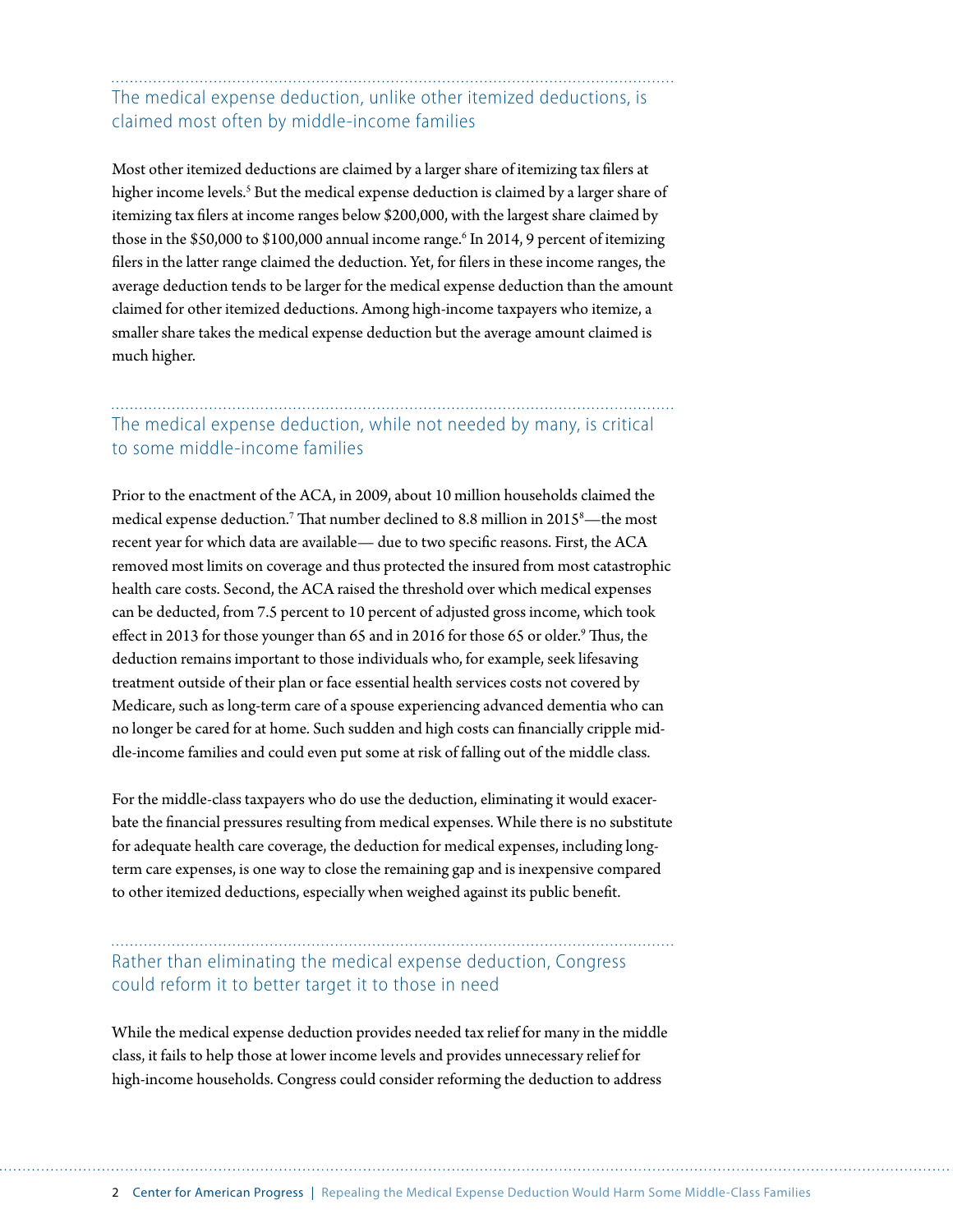## The medical expense deduction, unlike other itemized deductions, is claimed most often by middle-income families

Most other itemized deductions are claimed by a larger share of itemizing tax filers at higher income levels.[5] But the medical expense deduction is claimed by a larger share of itemizing tax filers at income ranges below $200,000, with the largest share claimed by those in the $50,000 to $100,000 annual income range.[6] In 2014, 9 percent of itemizing filers in the latter range claimed the deduction. Yet, for filers in these income ranges, the average deduction tends to be larger for the medical expense deduction than the amount claimed for other itemized deductions. Among high-income taxpayers who itemize, a smaller share takes the medical expense deduction but the average amount claimed is much higher.

## The medical expense deduction, while not needed by many, is critical to some middle-income families

Prior to the enactment of the ACA, in 2009, about 10 million households claimed the medical expense deduction.[7] That number declined to 8.8 million in 2015[8]—the most recent year for which data are available— due to two specific reasons. First, the ACA removed most limits on coverage and thus protected the insured from most catastrophic health care costs. Second, the ACA raised the threshold over which medical expenses can be deducted, from 7.5 percent to 10 percent of adjusted gross income, which took effect in 2013 for those younger than 65 and in 2016 for those 65 or older.[9] Thus, the deduction remains important to those individuals who, for example, seek lifesaving treatment outside of their plan or face essential health services costs not covered by Medicare, such as long-term care of a spouse experiencing advanced dementia who can no longer be cared for at home. Such sudden and high costs can financially cripple middle-income families and could even put some at risk of falling out of the middle class.

For the middle-class taxpayers who do use the deduction, eliminating it would exacerbate the financial pressures resulting from medical expenses. While there is no substitute for adequate health care coverage, the deduction for medical expenses, including long-term care expenses, is one way to close the remaining gap and is inexpensive compared to other itemized deductions, especially when weighed against its public benefit.

## Rather than eliminating the medical expense deduction, Congress could reform it to better target it to those in need

While the medical expense deduction provides needed tax relief for many in the middle class, it fails to help those at lower income levels and provides unnecessary relief for high-income households. Congress could consider reforming the deduction to address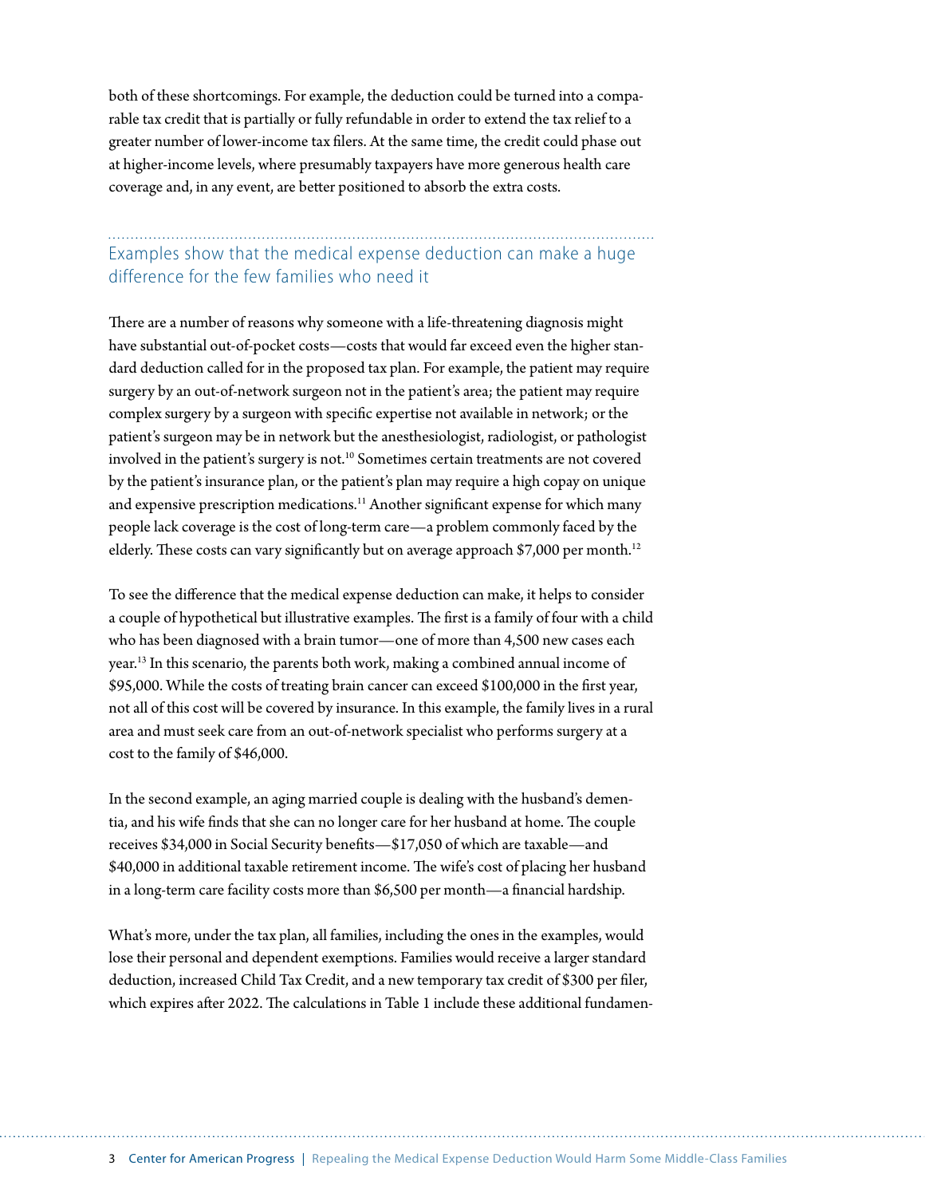both of these shortcomings. For example, the deduction could be turned into a comparable tax credit that is partially or fully refundable in order to extend the tax relief to a greater number of lower-income tax filers. At the same time, the credit could phase out at higher-income levels, where presumably taxpayers have more generous health care coverage and, in any event, are better positioned to absorb the extra costs.

## Examples show that the medical expense deduction can make a huge difference for the few families who need it

There are a number of reasons why someone with a life-threatening diagnosis might have substantial out-of-pocket costs—costs that would far exceed even the higher standard deduction called for in the proposed tax plan. For example, the patient may require surgery by an out-of-network surgeon not in the patient's area; the patient may require complex surgery by a surgeon with specific expertise not available in network; or the patient's surgeon may be in network but the anesthesiologist, radiologist, or pathologist involved in the patient's surgery is not.[10] Sometimes certain treatments are not covered by the patient's insurance plan, or the patient's plan may require a high copay on unique and expensive prescription medications.[11] Another significant expense for which many people lack coverage is the cost of long-term care—a problem commonly faced by the elderly. These costs can vary significantly but on average approach $7,000 per month.[12]

To see the difference that the medical expense deduction can make, it helps to consider a couple of hypothetical but illustrative examples. The first is a family of four with a child who has been diagnosed with a brain tumor—one of more than 4,500 new cases each year.[13] In this scenario, the parents both work, making a combined annual income of $95,000. While the costs of treating brain cancer can exceed $100,000 in the first year, not all of this cost will be covered by insurance. In this example, the family lives in a rural area and must seek care from an out-of-network specialist who performs surgery at a cost to the family of $46,000.

In the second example, an aging married couple is dealing with the husband's dementia, and his wife finds that she can no longer care for her husband at home. The couple receives $34,000 in Social Security benefits—$17,050 of which are taxable—and $40,000 in additional taxable retirement income. The wife's cost of placing her husband in a long-term care facility costs more than $6,500 per month—a financial hardship.

What's more, under the tax plan, all families, including the ones in the examples, would lose their personal and dependent exemptions. Families would receive a larger standard deduction, increased Child Tax Credit, and a new temporary tax credit of $300 per filer, which expires after 2022. The calculations in Table 1 include these additional fundamen-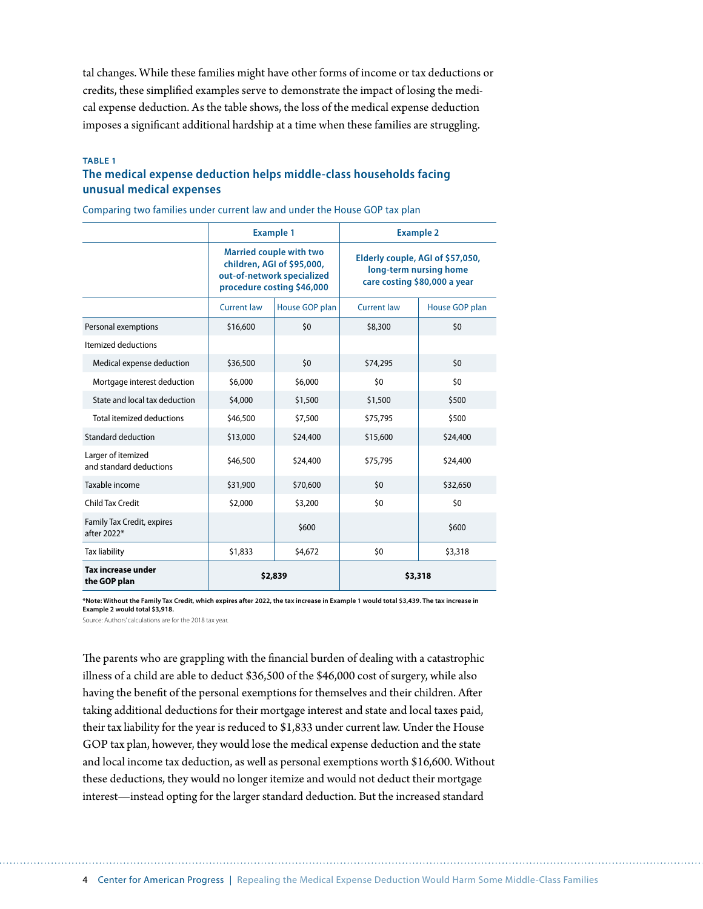tal changes. While these families might have other forms of income or tax deductions or credits, these simplified examples serve to demonstrate the impact of losing the medical expense deduction. As the table shows, the loss of the medical expense deduction imposes a significant additional hardship at a time when these families are struggling.

**TABLE 1**

**The medical expense deduction helps middle-class households facing unusual medical expenses**

Comparing two families under current law and under the House GOP tax plan

| | Example 1 | | Example 2 | |
|---|---|---|---|---|
| | Married couple with two children, AGI of $95,000, out-of-network specialized procedure costing $46,000 | | Elderly couple, AGI of $57,050, long-term nursing home care costing $80,000 a year | |
| | Current law | House GOP plan | Current law | House GOP plan |
| Personal exemptions | $16,600 | $0 | $8,300 | $0 |
| Itemized deductions | | | | |
| Medical expense deduction | $36,500 | $0 | $74,295 | $0 |
| Mortgage interest deduction | $6,000 | $6,000 | $0 | $0 |
| State and local tax deduction | $4,000 | $1,500 | $1,500 | $500 |
| Total itemized deductions | $46,500 | $7,500 | $75,795 | $500 |
| Standard deduction | $13,000 | $24,400 | $15,600 | $24,400 |
| Larger of itemized and standard deductions | $46,500 | $24,400 | $75,795 | $24,400 |
| Taxable income | $31,900 | $70,600 | $0 | $32,650 |
| Child Tax Credit | $2,000 | $3,200 | $0 | $0 |
| Family Tax Credit, expires after 2022* | | $600 | | $600 |
| Tax liability | $1,833 | $4,672 | $0 | $3,318 |
| **Tax increase under the GOP plan** | **$2,839** | | **$3,318** | |

**\*Note: Without the Family Tax Credit, which expires after 2022, the tax increase in Example 1 would total $3,439. The tax increase in Example 2 would total $3,918.**

Source: Authors' calculations are for the 2018 tax year.

The parents who are grappling with the financial burden of dealing with a catastrophic illness of a child are able to deduct $36,500 of the $46,000 cost of surgery, while also having the benefit of the personal exemptions for themselves and their children. After taking additional deductions for their mortgage interest and state and local taxes paid, their tax liability for the year is reduced to $1,833 under current law. Under the House GOP tax plan, however, they would lose the medical expense deduction and the state and local income tax deduction, as well as personal exemptions worth $16,600. Without these deductions, they would no longer itemize and would not deduct their mortgage interest—instead opting for the larger standard deduction. But the increased standard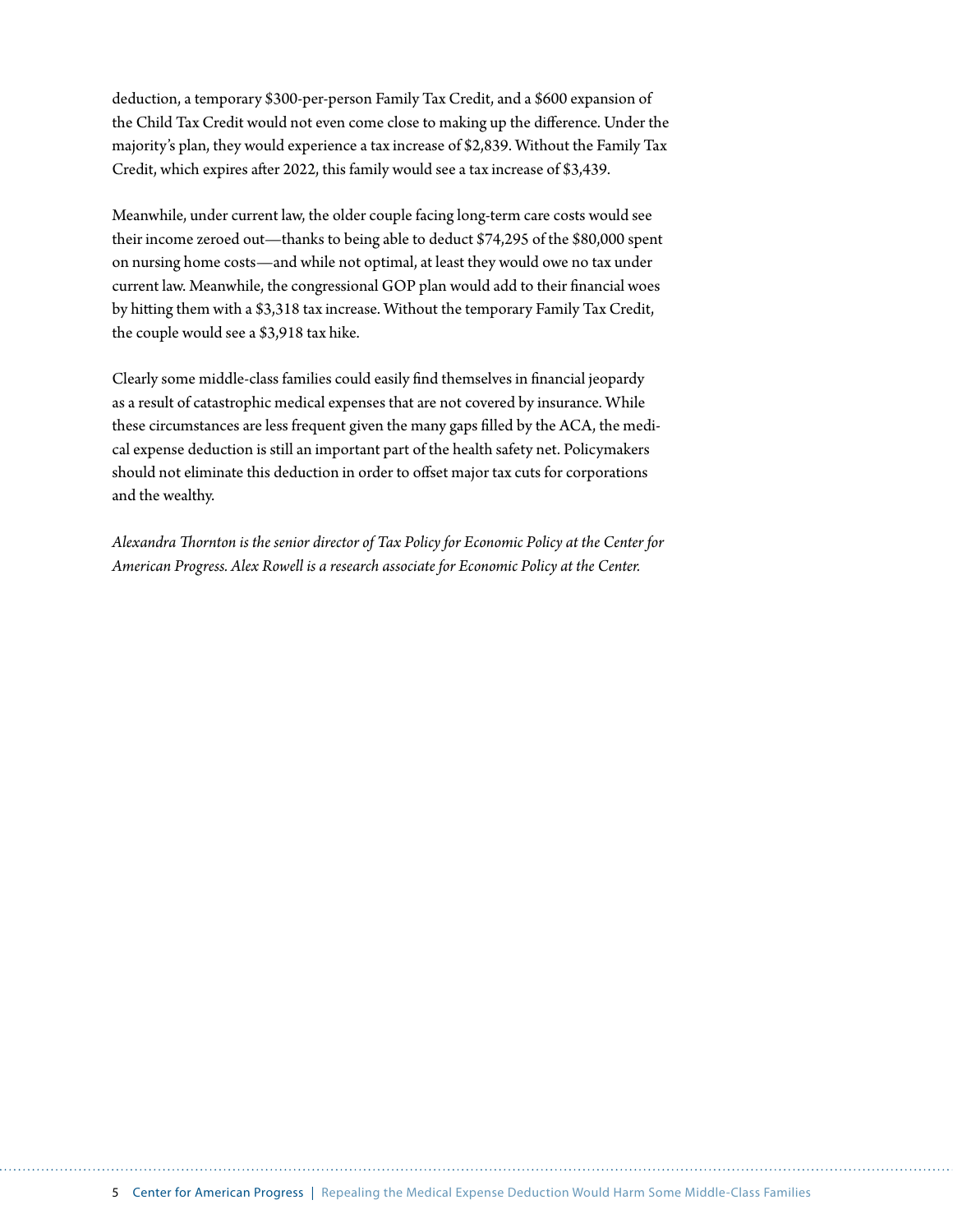deduction, a temporary $300-per-person Family Tax Credit, and a $600 expansion of the Child Tax Credit would not even come close to making up the difference. Under the majority's plan, they would experience a tax increase of $2,839. Without the Family Tax Credit, which expires after 2022, this family would see a tax increase of $3,439.

Meanwhile, under current law, the older couple facing long-term care costs would see their income zeroed out—thanks to being able to deduct $74,295 of the $80,000 spent on nursing home costs—and while not optimal, at least they would owe no tax under current law. Meanwhile, the congressional GOP plan would add to their financial woes by hitting them with a $3,318 tax increase. Without the temporary Family Tax Credit, the couple would see a $3,918 tax hike.

Clearly some middle-class families could easily find themselves in financial jeopardy as a result of catastrophic medical expenses that are not covered by insurance. While these circumstances are less frequent given the many gaps filled by the ACA, the medical expense deduction is still an important part of the health safety net. Policymakers should not eliminate this deduction in order to offset major tax cuts for corporations and the wealthy.

*Alexandra Thornton is the senior director of Tax Policy for Economic Policy at the Center for American Progress. Alex Rowell is a research associate for Economic Policy at the Center.*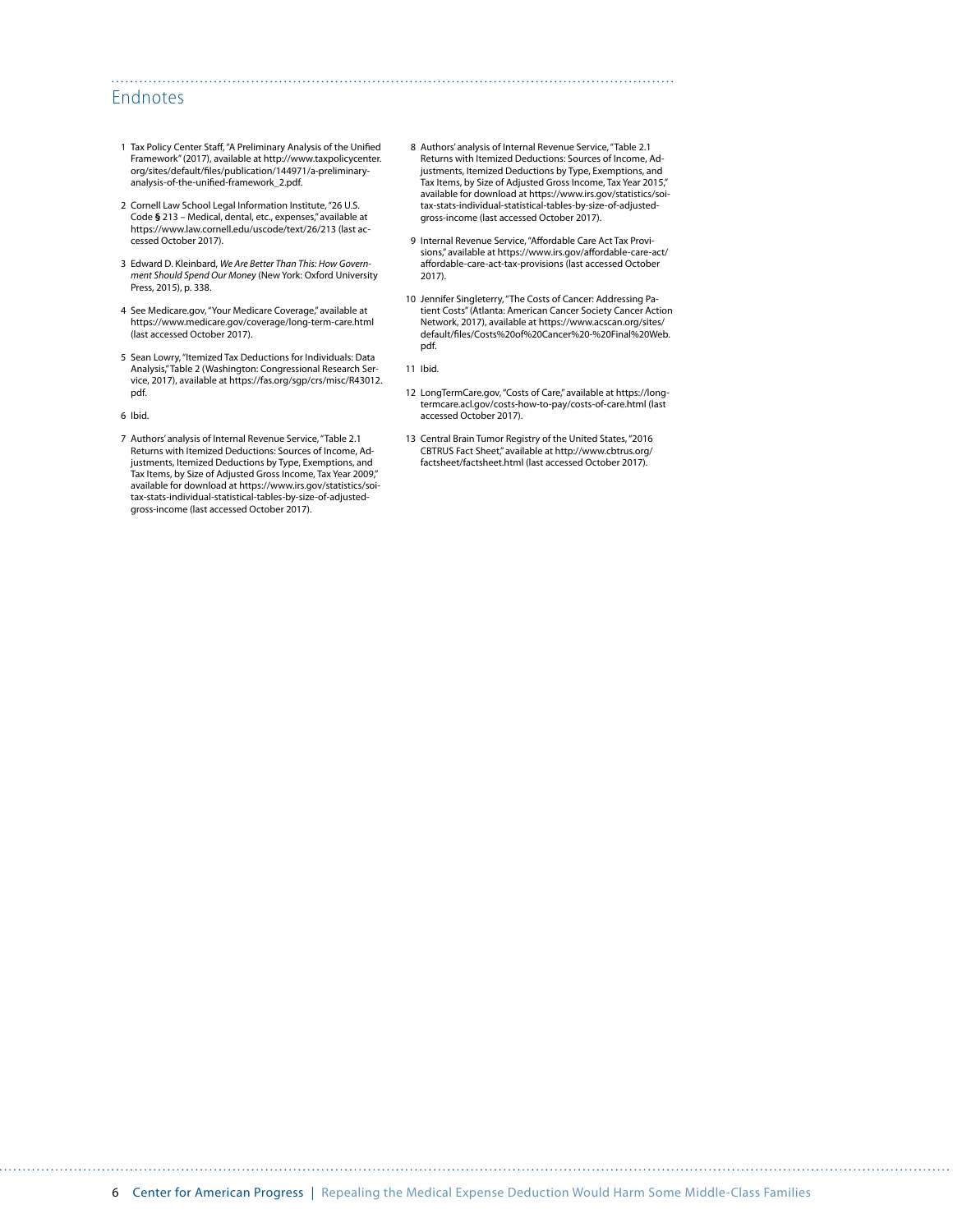## Endnotes

1. Tax Policy Center Staff, "A Preliminary Analysis of the Unified Framework" (2017), available at http://www.taxpolicycenter.org/sites/default/files/publication/144971/a-preliminary-analysis-of-the-unified-framework_2.pdf.

2. Cornell Law School Legal Information Institute, "26 U.S. Code **§** 213 – Medical, dental, etc., expenses," available at https://www.law.cornell.edu/uscode/text/26/213 (last accessed October 2017).

3. Edward D. Kleinbard, *We Are Better Than This: How Government Should Spend Our Money* (New York: Oxford University Press, 2015), p. 338.

4. See Medicare.gov, "Your Medicare Coverage," available at https://www.medicare.gov/coverage/long-term-care.html (last accessed October 2017).

5. Sean Lowry, "Itemized Tax Deductions for Individuals: Data Analysis," Table 2 (Washington: Congressional Research Service, 2017), available at https://fas.org/sgp/crs/misc/R43012.pdf.

6. Ibid.

7. Authors' analysis of Internal Revenue Service, "Table 2.1 Returns with Itemized Deductions: Sources of Income, Adjustments, Itemized Deductions by Type, Exemptions, and Tax Items, by Size of Adjusted Gross Income, Tax Year 2009," available for download at https://www.irs.gov/statistics/soi-tax-stats-individual-statistical-tables-by-size-of-adjusted-gross-income (last accessed October 2017).

8. Authors' analysis of Internal Revenue Service, "Table 2.1 Returns with Itemized Deductions: Sources of Income, Adjustments, Itemized Deductions by Type, Exemptions, and Tax Items, by Size of Adjusted Gross Income, Tax Year 2015," available for download at https://www.irs.gov/statistics/soi-tax-stats-individual-statistical-tables-by-size-of-adjusted-gross-income (last accessed October 2017).

9. Internal Revenue Service, "Affordable Care Act Tax Provisions," available at https://www.irs.gov/affordable-care-act/affordable-care-act-tax-provisions (last accessed October 2017).

10. Jennifer Singleterry, "The Costs of Cancer: Addressing Patient Costs" (Atlanta: American Cancer Society Cancer Action Network, 2017), available at https://www.acscan.org/sites/default/files/Costs%20of%20Cancer%20-%20Final%20Web.pdf.

11. Ibid.

12. LongTermCare.gov, "Costs of Care," available at https://longtermcare.acl.gov/costs-how-to-pay/costs-of-care.html (last accessed October 2017).

13. Central Brain Tumor Registry of the United States, "2016 CBTRUS Fact Sheet," available at http://www.cbtrus.org/factsheet/factsheet.html (last accessed October 2017).